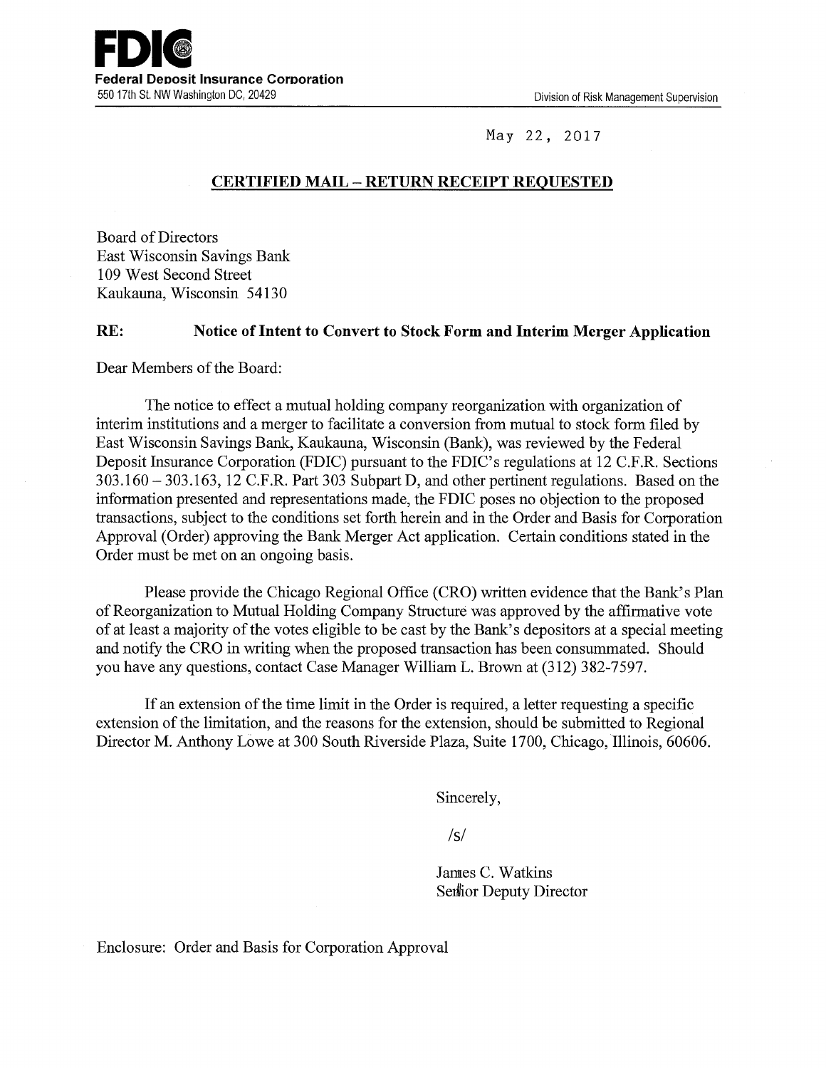**FDIC**
**Federal Deposit Insurance Corporation**
550 17th St. NW Washington DC, 20429

Division of Risk Management Supervision

May 22, 2017

**CERTIFIED MAIL – RETURN RECEIPT REQUESTED**

Board of Directors
East Wisconsin Savings Bank
109 West Second Street
Kaukauna, Wisconsin 54130

**RE: Notice of Intent to Convert to Stock Form and Interim Merger Application**

Dear Members of the Board:

The notice to effect a mutual holding company reorganization with organization of interim institutions and a merger to facilitate a conversion from mutual to stock form filed by East Wisconsin Savings Bank, Kaukauna, Wisconsin (Bank), was reviewed by the Federal Deposit Insurance Corporation (FDIC) pursuant to the FDIC's regulations at 12 C.F.R. Sections 303.160 – 303.163, 12 C.F.R. Part 303 Subpart D, and other pertinent regulations. Based on the information presented and representations made, the FDIC poses no objection to the proposed transactions, subject to the conditions set forth herein and in the Order and Basis for Corporation Approval (Order) approving the Bank Merger Act application. Certain conditions stated in the Order must be met on an ongoing basis.

Please provide the Chicago Regional Office (CRO) written evidence that the Bank's Plan of Reorganization to Mutual Holding Company Structure was approved by the affirmative vote of at least a majority of the votes eligible to be cast by the Bank's depositors at a special meeting and notify the CRO in writing when the proposed transaction has been consummated. Should you have any questions, contact Case Manager William L. Brown at (312) 382-7597.

If an extension of the time limit in the Order is required, a letter requesting a specific extension of the limitation, and the reasons for the extension, should be submitted to Regional Director M. Anthony Lowe at 300 South Riverside Plaza, Suite 1700, Chicago, Illinois, 60606.

Sincerely,

/s/

James C. Watkins
Senior Deputy Director

Enclosure: Order and Basis for Corporation Approval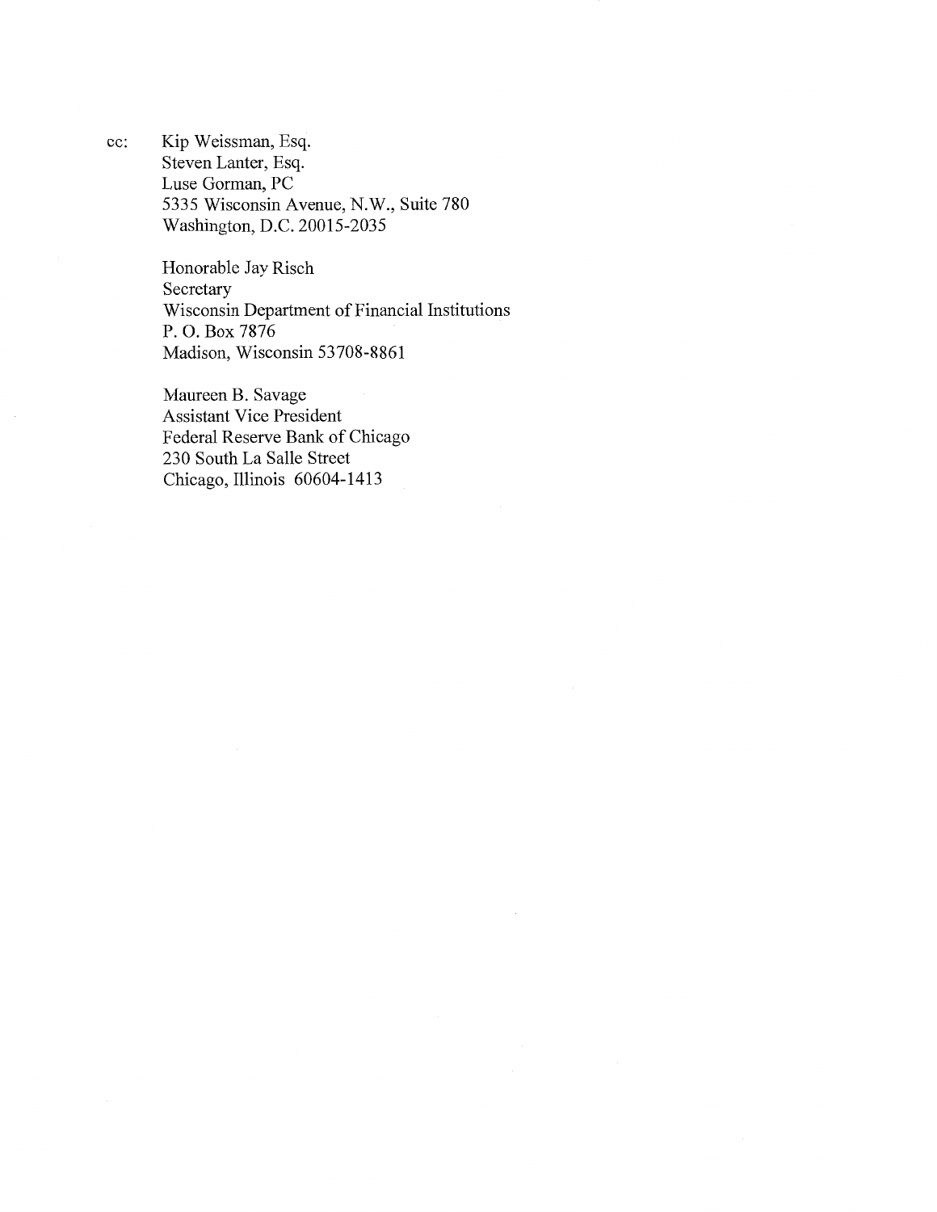cc: Kip Weissman, Esq.
Steven Lanter, Esq.
Luse Gorman, PC
5335 Wisconsin Avenue, N.W., Suite 780
Washington, D.C. 20015-2035

Honorable Jay Risch
Secretary
Wisconsin Department of Financial Institutions
P. O. Box 7876
Madison, Wisconsin 53708-8861

Maureen B. Savage
Assistant Vice President
Federal Reserve Bank of Chicago
230 South La Salle Street
Chicago, Illinois 60604-1413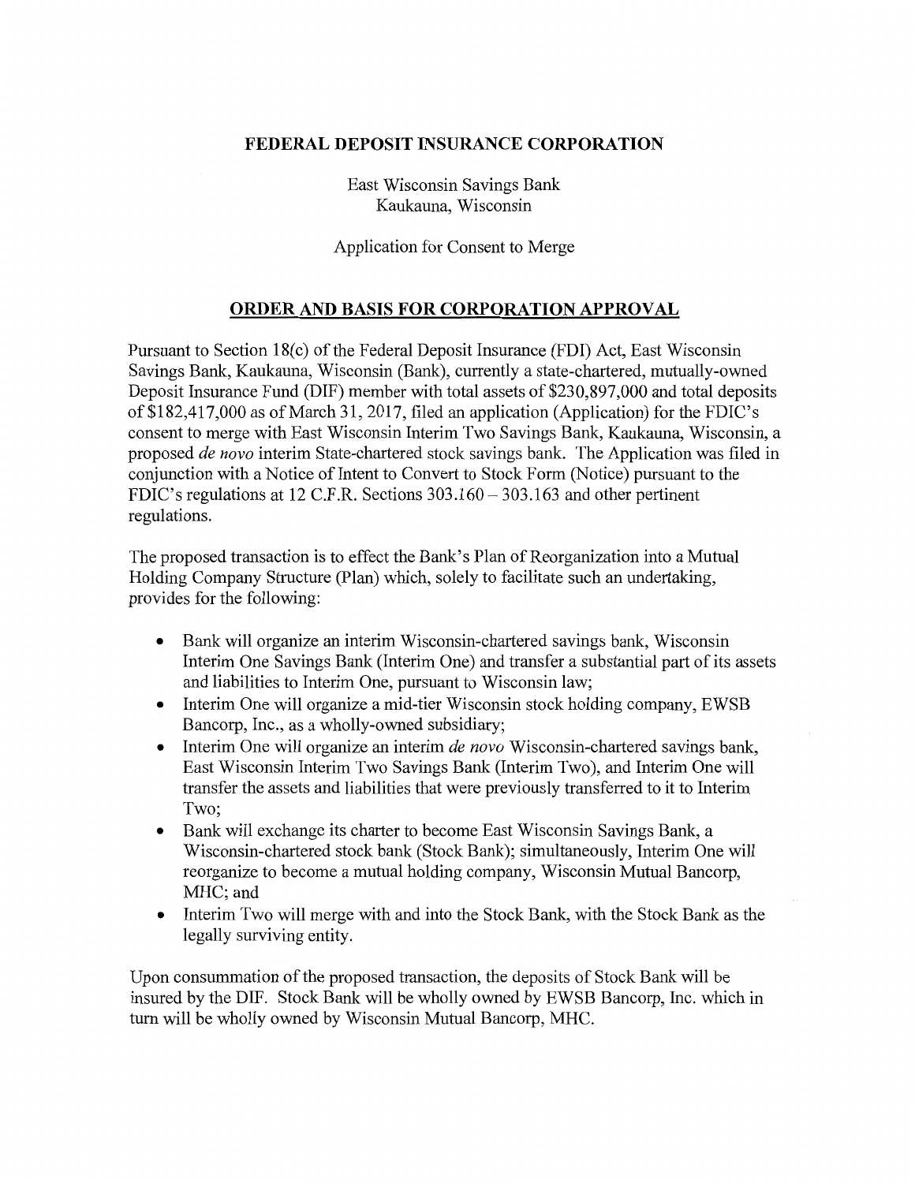**FEDERAL DEPOSIT INSURANCE CORPORATION**

East Wisconsin Savings Bank
Kaukauna, Wisconsin

Application for Consent to Merge

## ORDER AND BASIS FOR CORPORATION APPROVAL

Pursuant to Section 18(c) of the Federal Deposit Insurance (FDI) Act, East Wisconsin Savings Bank, Kaukauna, Wisconsin (Bank), currently a state-chartered, mutually-owned Deposit Insurance Fund (DIF) member with total assets of $230,897,000 and total deposits of $182,417,000 as of March 31, 2017, filed an application (Application) for the FDIC's consent to merge with East Wisconsin Interim Two Savings Bank, Kaukauna, Wisconsin, a proposed *de novo* interim State-chartered stock savings bank. The Application was filed in conjunction with a Notice of Intent to Convert to Stock Form (Notice) pursuant to the FDIC's regulations at 12 C.F.R. Sections 303.160 – 303.163 and other pertinent regulations.

The proposed transaction is to effect the Bank's Plan of Reorganization into a Mutual Holding Company Structure (Plan) which, solely to facilitate such an undertaking, provides for the following:

- Bank will organize an interim Wisconsin-chartered savings bank, Wisconsin Interim One Savings Bank (Interim One) and transfer a substantial part of its assets and liabilities to Interim One, pursuant to Wisconsin law;
- Interim One will organize a mid-tier Wisconsin stock holding company, EWSB Bancorp, Inc., as a wholly-owned subsidiary;
- Interim One will organize an interim *de novo* Wisconsin-chartered savings bank, East Wisconsin Interim Two Savings Bank (Interim Two), and Interim One will transfer the assets and liabilities that were previously transferred to it to Interim Two;
- Bank will exchange its charter to become East Wisconsin Savings Bank, a Wisconsin-chartered stock bank (Stock Bank); simultaneously, Interim One will reorganize to become a mutual holding company, Wisconsin Mutual Bancorp, MHC; and
- Interim Two will merge with and into the Stock Bank, with the Stock Bank as the legally surviving entity.

Upon consummation of the proposed transaction, the deposits of Stock Bank will be insured by the DIF. Stock Bank will be wholly owned by EWSB Bancorp, Inc. which in turn will be wholly owned by Wisconsin Mutual Bancorp, MHC.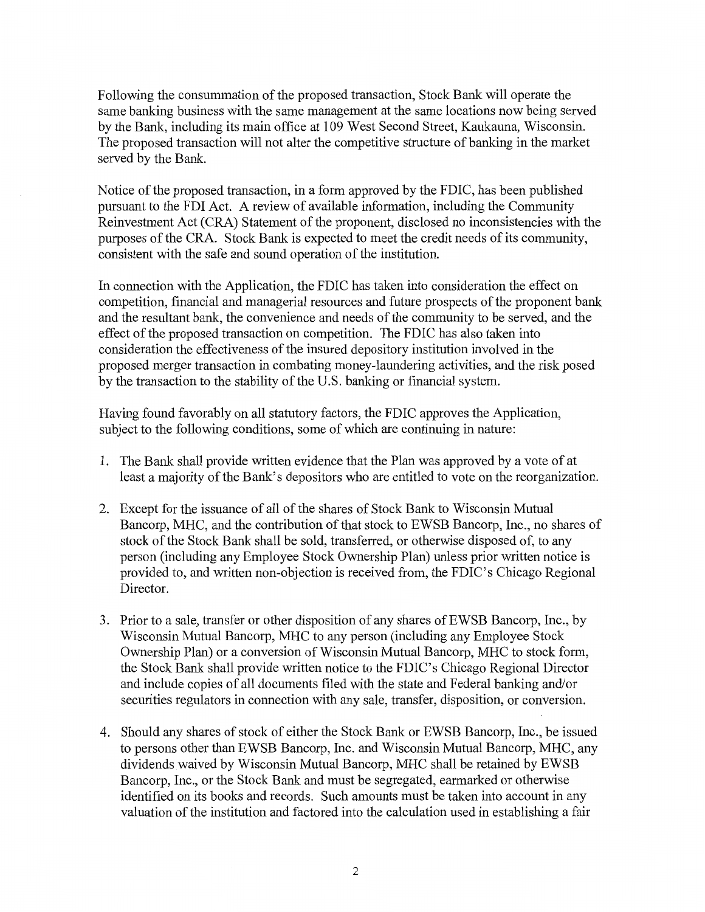Following the consummation of the proposed transaction, Stock Bank will operate the same banking business with the same management at the same locations now being served by the Bank, including its main office at 109 West Second Street, Kaukauna, Wisconsin. The proposed transaction will not alter the competitive structure of banking in the market served by the Bank.

Notice of the proposed transaction, in a form approved by the FDIC, has been published pursuant to the FDI Act. A review of available information, including the Community Reinvestment Act (CRA) Statement of the proponent, disclosed no inconsistencies with the purposes of the CRA. Stock Bank is expected to meet the credit needs of its community, consistent with the safe and sound operation of the institution.

In connection with the Application, the FDIC has taken into consideration the effect on competition, financial and managerial resources and future prospects of the proponent bank and the resultant bank, the convenience and needs of the community to be served, and the effect of the proposed transaction on competition. The FDIC has also taken into consideration the effectiveness of the insured depository institution involved in the proposed merger transaction in combating money-laundering activities, and the risk posed by the transaction to the stability of the U.S. banking or financial system.

Having found favorably on all statutory factors, the FDIC approves the Application, subject to the following conditions, some of which are continuing in nature:

1. The Bank shall provide written evidence that the Plan was approved by a vote of at least a majority of the Bank's depositors who are entitled to vote on the reorganization.

2. Except for the issuance of all of the shares of Stock Bank to Wisconsin Mutual Bancorp, MHC, and the contribution of that stock to EWSB Bancorp, Inc., no shares of stock of the Stock Bank shall be sold, transferred, or otherwise disposed of, to any person (including any Employee Stock Ownership Plan) unless prior written notice is provided to, and written non-objection is received from, the FDIC's Chicago Regional Director.

3. Prior to a sale, transfer or other disposition of any shares of EWSB Bancorp, Inc., by Wisconsin Mutual Bancorp, MHC to any person (including any Employee Stock Ownership Plan) or a conversion of Wisconsin Mutual Bancorp, MHC to stock form, the Stock Bank shall provide written notice to the FDIC's Chicago Regional Director and include copies of all documents filed with the state and Federal banking and/or securities regulators in connection with any sale, transfer, disposition, or conversion.

4. Should any shares of stock of either the Stock Bank or EWSB Bancorp, Inc., be issued to persons other than EWSB Bancorp, Inc. and Wisconsin Mutual Bancorp, MHC, any dividends waived by Wisconsin Mutual Bancorp, MHC shall be retained by EWSB Bancorp, Inc., or the Stock Bank and must be segregated, earmarked or otherwise identified on its books and records. Such amounts must be taken into account in any valuation of the institution and factored into the calculation used in establishing a fair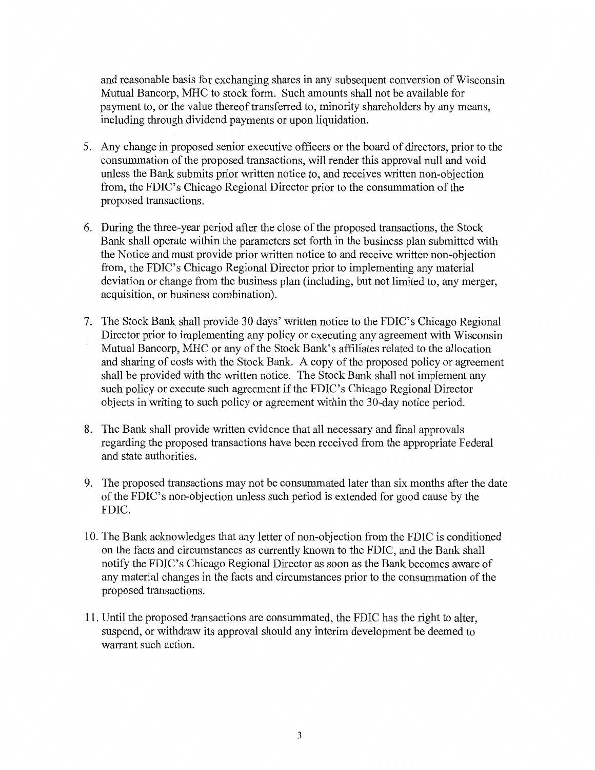and reasonable basis for exchanging shares in any subsequent conversion of Wisconsin Mutual Bancorp, MHC to stock form. Such amounts shall not be available for payment to, or the value thereof transferred to, minority shareholders by any means, including through dividend payments or upon liquidation.

5. Any change in proposed senior executive officers or the board of directors, prior to the consummation of the proposed transactions, will render this approval null and void unless the Bank submits prior written notice to, and receives written non-objection from, the FDIC's Chicago Regional Director prior to the consummation of the proposed transactions.

6. During the three-year period after the close of the proposed transactions, the Stock Bank shall operate within the parameters set forth in the business plan submitted with the Notice and must provide prior written notice to and receive written non-objection from, the FDIC's Chicago Regional Director prior to implementing any material deviation or change from the business plan (including, but not limited to, any merger, acquisition, or business combination).

7. The Stock Bank shall provide 30 days' written notice to the FDIC's Chicago Regional Director prior to implementing any policy or executing any agreement with Wisconsin Mutual Bancorp, MHC or any of the Stock Bank's affiliates related to the allocation and sharing of costs with the Stock Bank. A copy of the proposed policy or agreement shall be provided with the written notice. The Stock Bank shall not implement any such policy or execute such agreement if the FDIC's Chicago Regional Director objects in writing to such policy or agreement within the 30-day notice period.

8. The Bank shall provide written evidence that all necessary and final approvals regarding the proposed transactions have been received from the appropriate Federal and state authorities.

9. The proposed transactions may not be consummated later than six months after the date of the FDIC's non-objection unless such period is extended for good cause by the FDIC.

10. The Bank acknowledges that any letter of non-objection from the FDIC is conditioned on the facts and circumstances as currently known to the FDIC, and the Bank shall notify the FDIC's Chicago Regional Director as soon as the Bank becomes aware of any material changes in the facts and circumstances prior to the consummation of the proposed transactions.

11. Until the proposed transactions are consummated, the FDIC has the right to alter, suspend, or withdraw its approval should any interim development be deemed to warrant such action.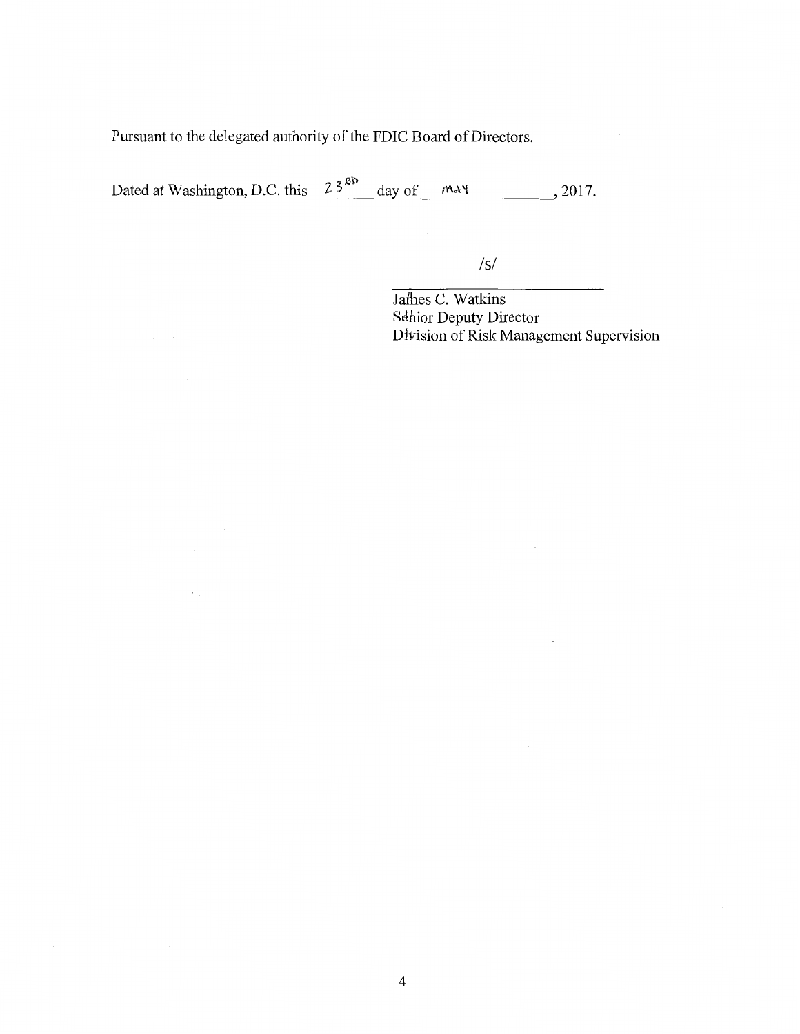Pursuant to the delegated authority of the FDIC Board of Directors.

Dated at Washington, D.C. this 23RD day of MAY, 2017.

/s/

James C. Watkins
Senior Deputy Director
Division of Risk Management Supervision